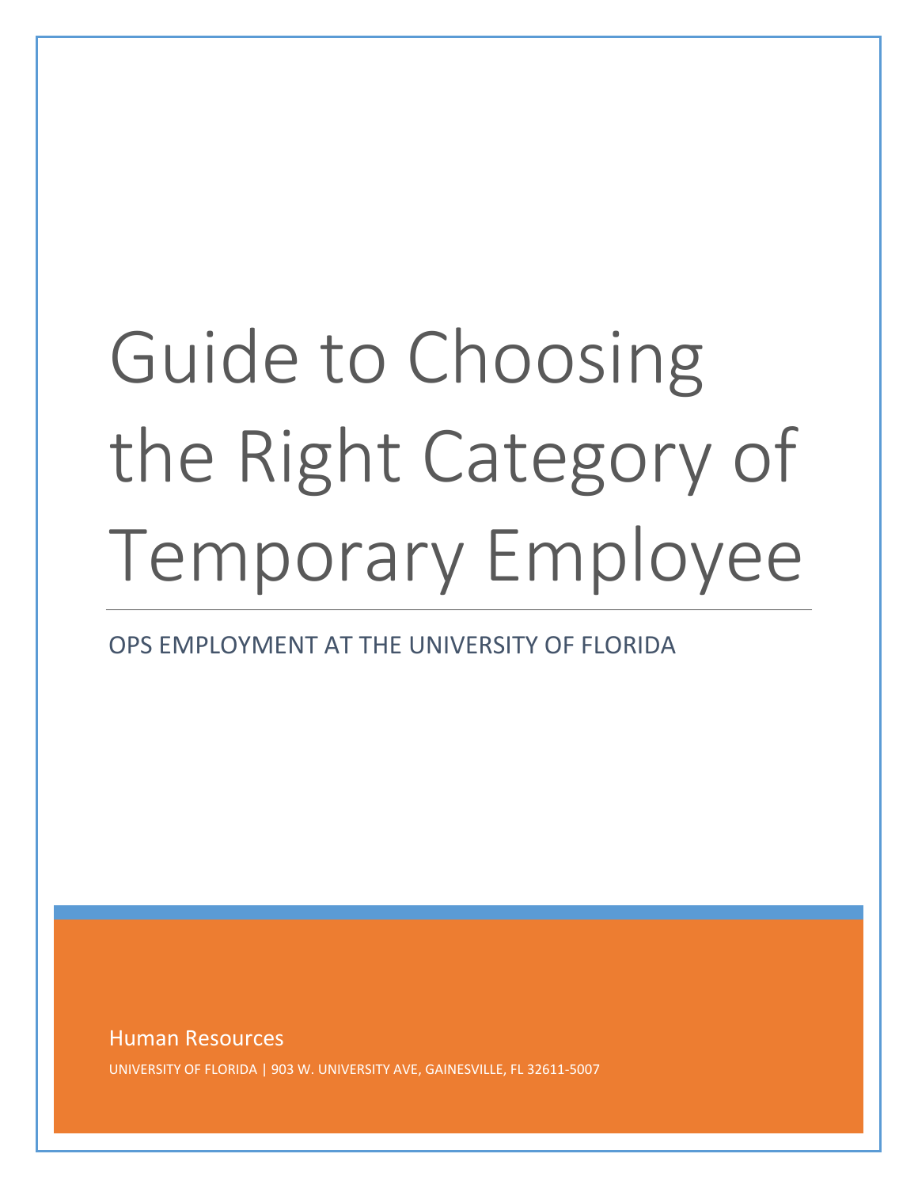# Guide to Choosing the Right Category of Temporary Employee

OPS EMPLOYMENT AT THE UNIVERSITY OF FLORIDA

Human Resources

UNIVERSITY OF FLORIDA | 903 W. UNIVERSITY AVE, GAINESVILLE, FL 32611-5007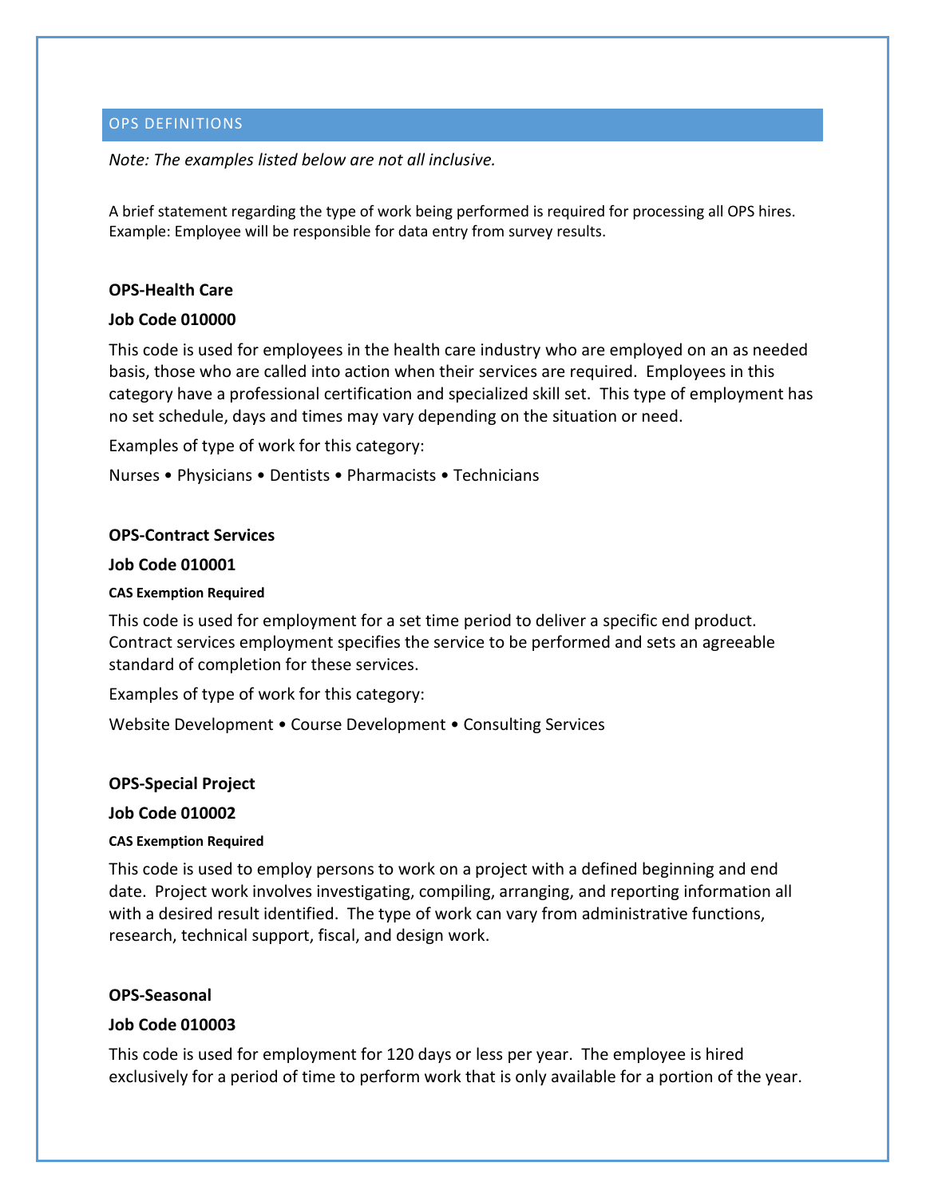## OPS DEFINITIONS

*Note: The examples listed below are not all inclusive.*

A brief statement regarding the type of work being performed is required for processing all OPS hires. Example: Employee will be responsible for data entry from survey results.

**OPS-Health Care**

**Job Code 010000**

This code is used for employees in the health care industry who are employed on an as needed basis, those who are called into action when their services are required. Employees in this category have a professional certification and specialized skill set. This type of employment has no set schedule, days and times may vary depending on the situation or need.

Examples of type of work for this category:

Nurses • Physicians • Dentists • Pharmacists • Technicians

**OPS-Contract Services**

**Job Code 010001**

**CAS Exemption Required**

This code is used for employment for a set time period to deliver a specific end product. Contract services employment specifies the service to be performed and sets an agreeable standard of completion for these services.

Examples of type of work for this category:

Website Development • Course Development • Consulting Services

**OPS-Special Project**

**Job Code 010002**

**CAS Exemption Required**

This code is used to employ persons to work on a project with a defined beginning and end date. Project work involves investigating, compiling, arranging, and reporting information all with a desired result identified. The type of work can vary from administrative functions, research, technical support, fiscal, and design work.

**OPS-Seasonal**

**Job Code 010003**

This code is used for employment for 120 days or less per year. The employee is hired exclusively for a period of time to perform work that is only available for a portion of the year.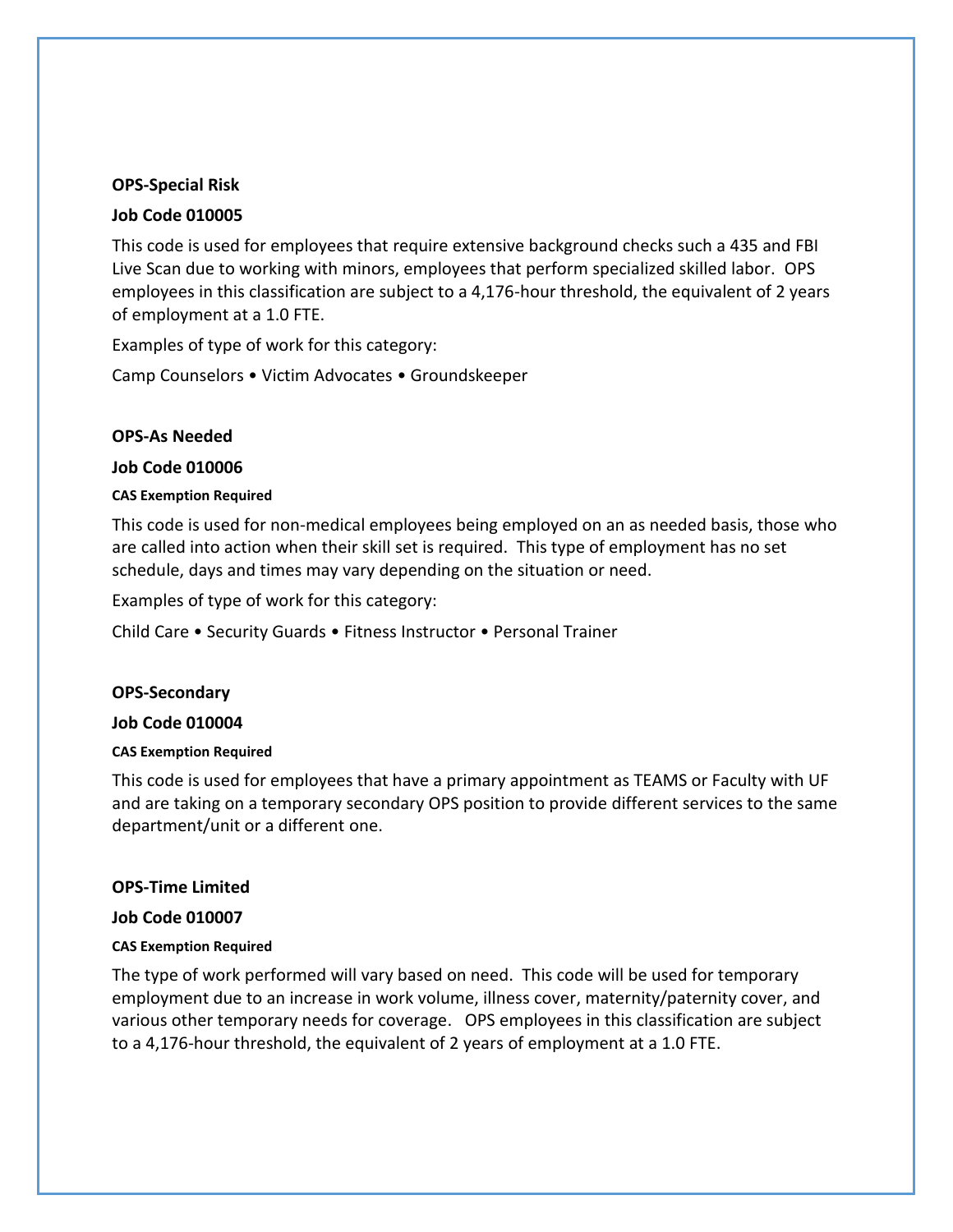**OPS-Special Risk**

**Job Code 010005**

This code is used for employees that require extensive background checks such a 435 and FBI Live Scan due to working with minors, employees that perform specialized skilled labor. OPS employees in this classification are subject to a 4,176-hour threshold, the equivalent of 2 years of employment at a 1.0 FTE.

Examples of type of work for this category:

Camp Counselors • Victim Advocates • Groundskeeper

**OPS-As Needed**

**Job Code 010006**

**CAS Exemption Required**

This code is used for non-medical employees being employed on an as needed basis, those who are called into action when their skill set is required. This type of employment has no set schedule, days and times may vary depending on the situation or need.

Examples of type of work for this category:

Child Care • Security Guards • Fitness Instructor • Personal Trainer

**OPS-Secondary**

**Job Code 010004**

**CAS Exemption Required**

This code is used for employees that have a primary appointment as TEAMS or Faculty with UF and are taking on a temporary secondary OPS position to provide different services to the same department/unit or a different one.

**OPS-Time Limited**

**Job Code 010007**

**CAS Exemption Required**

The type of work performed will vary based on need. This code will be used for temporary employment due to an increase in work volume, illness cover, maternity/paternity cover, and various other temporary needs for coverage. OPS employees in this classification are subject to a 4,176-hour threshold, the equivalent of 2 years of employment at a 1.0 FTE.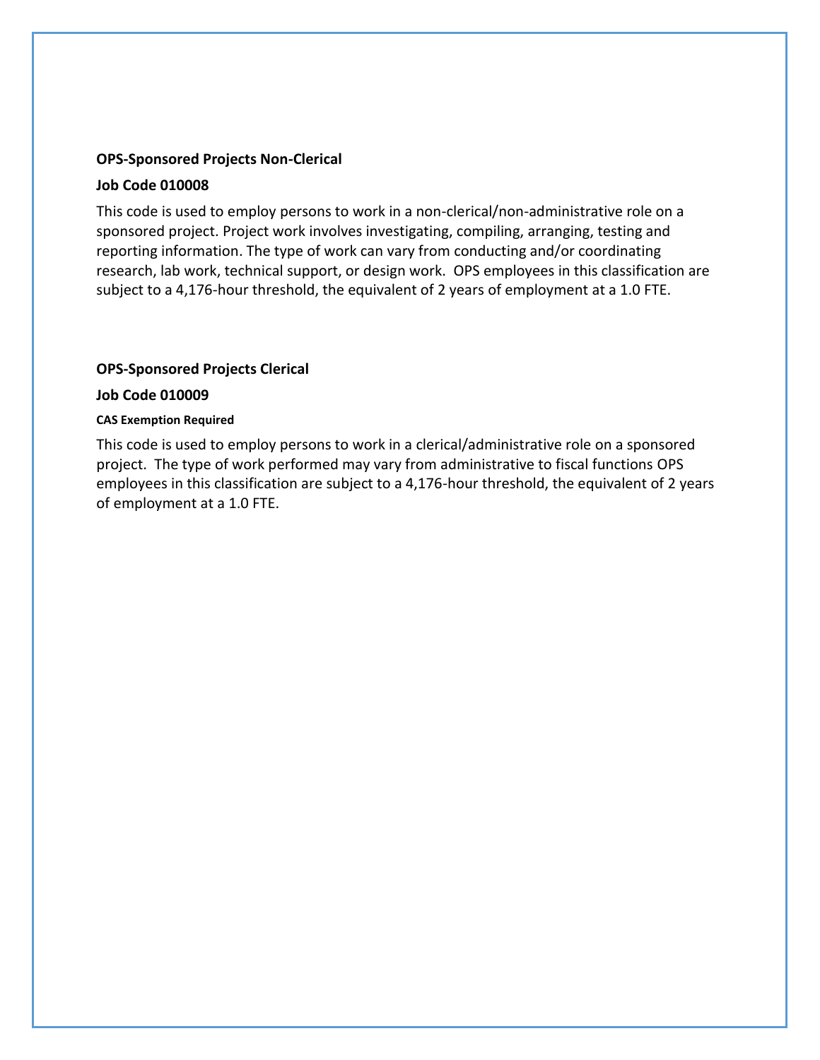**OPS-Sponsored Projects Non-Clerical**

**Job Code 010008**

This code is used to employ persons to work in a non-clerical/non-administrative role on a sponsored project. Project work involves investigating, compiling, arranging, testing and reporting information. The type of work can vary from conducting and/or coordinating research, lab work, technical support, or design work. OPS employees in this classification are subject to a 4,176-hour threshold, the equivalent of 2 years of employment at a 1.0 FTE.

**OPS-Sponsored Projects Clerical**

**Job Code 010009**

**CAS Exemption Required**

This code is used to employ persons to work in a clerical/administrative role on a sponsored project. The type of work performed may vary from administrative to fiscal functions OPS employees in this classification are subject to a 4,176-hour threshold, the equivalent of 2 years of employment at a 1.0 FTE.